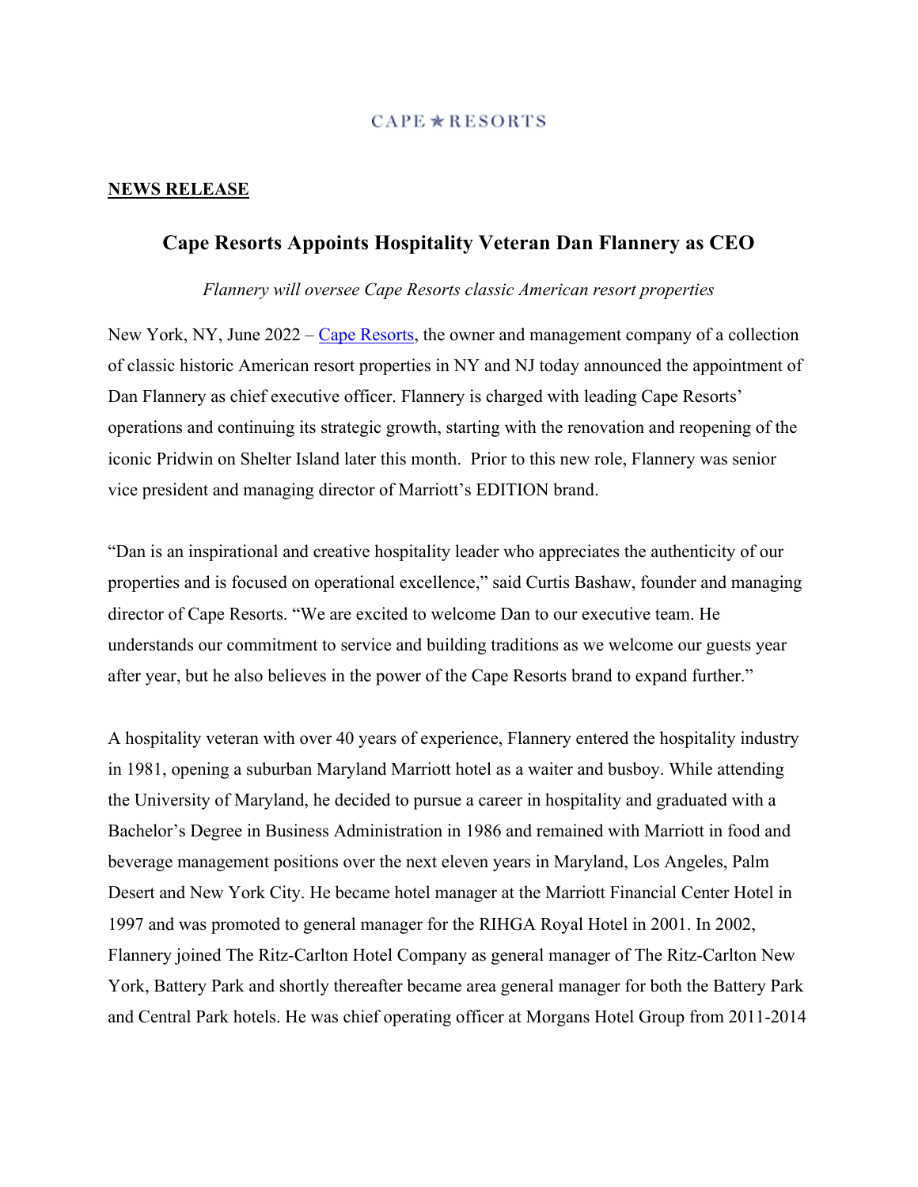CAPE ★ RESORTS

**NEWS RELEASE**

# Cape Resorts Appoints Hospitality Veteran Dan Flannery as CEO

*Flannery will oversee Cape Resorts classic American resort properties*

New York, NY, June 2022 – [Cape Resorts](), the owner and management company of a collection of classic historic American resort properties in NY and NJ today announced the appointment of Dan Flannery as chief executive officer. Flannery is charged with leading Cape Resorts' operations and continuing its strategic growth, starting with the renovation and reopening of the iconic Pridwin on Shelter Island later this month. Prior to this new role, Flannery was senior vice president and managing director of Marriott's EDITION brand.

"Dan is an inspirational and creative hospitality leader who appreciates the authenticity of our properties and is focused on operational excellence," said Curtis Bashaw, founder and managing director of Cape Resorts. "We are excited to welcome Dan to our executive team. He understands our commitment to service and building traditions as we welcome our guests year after year, but he also believes in the power of the Cape Resorts brand to expand further."

A hospitality veteran with over 40 years of experience, Flannery entered the hospitality industry in 1981, opening a suburban Maryland Marriott hotel as a waiter and busboy. While attending the University of Maryland, he decided to pursue a career in hospitality and graduated with a Bachelor's Degree in Business Administration in 1986 and remained with Marriott in food and beverage management positions over the next eleven years in Maryland, Los Angeles, Palm Desert and New York City. He became hotel manager at the Marriott Financial Center Hotel in 1997 and was promoted to general manager for the RIHGA Royal Hotel in 2001. In 2002, Flannery joined The Ritz-Carlton Hotel Company as general manager of The Ritz-Carlton New York, Battery Park and shortly thereafter became area general manager for both the Battery Park and Central Park hotels. He was chief operating officer at Morgans Hotel Group from 2011-2014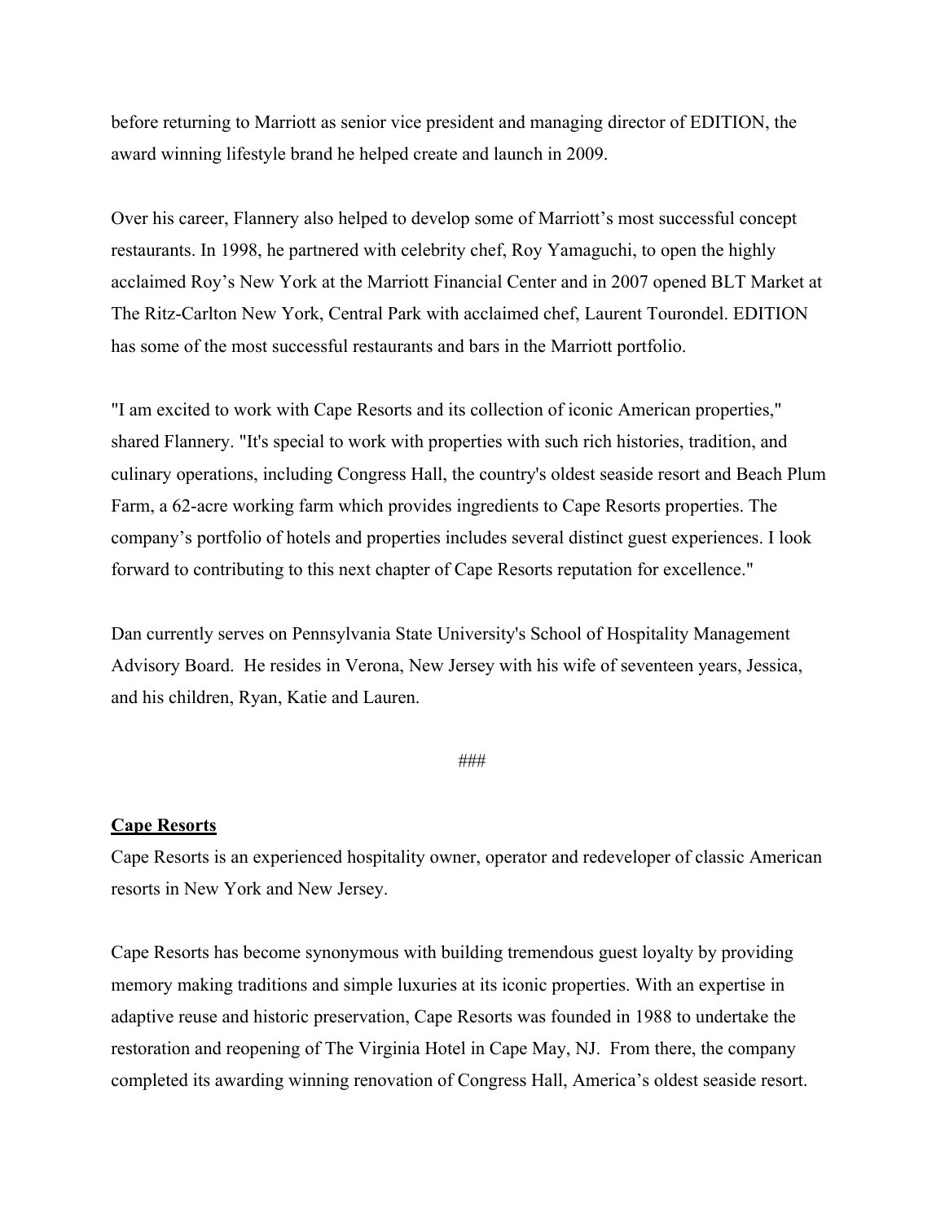before returning to Marriott as senior vice president and managing director of EDITION, the award winning lifestyle brand he helped create and launch in 2009.

Over his career, Flannery also helped to develop some of Marriott's most successful concept restaurants. In 1998, he partnered with celebrity chef, Roy Yamaguchi, to open the highly acclaimed Roy's New York at the Marriott Financial Center and in 2007 opened BLT Market at The Ritz-Carlton New York, Central Park with acclaimed chef, Laurent Tourondel. EDITION has some of the most successful restaurants and bars in the Marriott portfolio.

"I am excited to work with Cape Resorts and its collection of iconic American properties," shared Flannery. "It's special to work with properties with such rich histories, tradition, and culinary operations, including Congress Hall, the country's oldest seaside resort and Beach Plum Farm, a 62-acre working farm which provides ingredients to Cape Resorts properties. The company's portfolio of hotels and properties includes several distinct guest experiences. I look forward to contributing to this next chapter of Cape Resorts reputation for excellence."

Dan currently serves on Pennsylvania State University's School of Hospitality Management Advisory Board. He resides in Verona, New Jersey with his wife of seventeen years, Jessica, and his children, Ryan, Katie and Lauren.

###

**Cape Resorts**

Cape Resorts is an experienced hospitality owner, operator and redeveloper of classic American resorts in New York and New Jersey.

Cape Resorts has become synonymous with building tremendous guest loyalty by providing memory making traditions and simple luxuries at its iconic properties. With an expertise in adaptive reuse and historic preservation, Cape Resorts was founded in 1988 to undertake the restoration and reopening of The Virginia Hotel in Cape May, NJ. From there, the company completed its awarding winning renovation of Congress Hall, America's oldest seaside resort.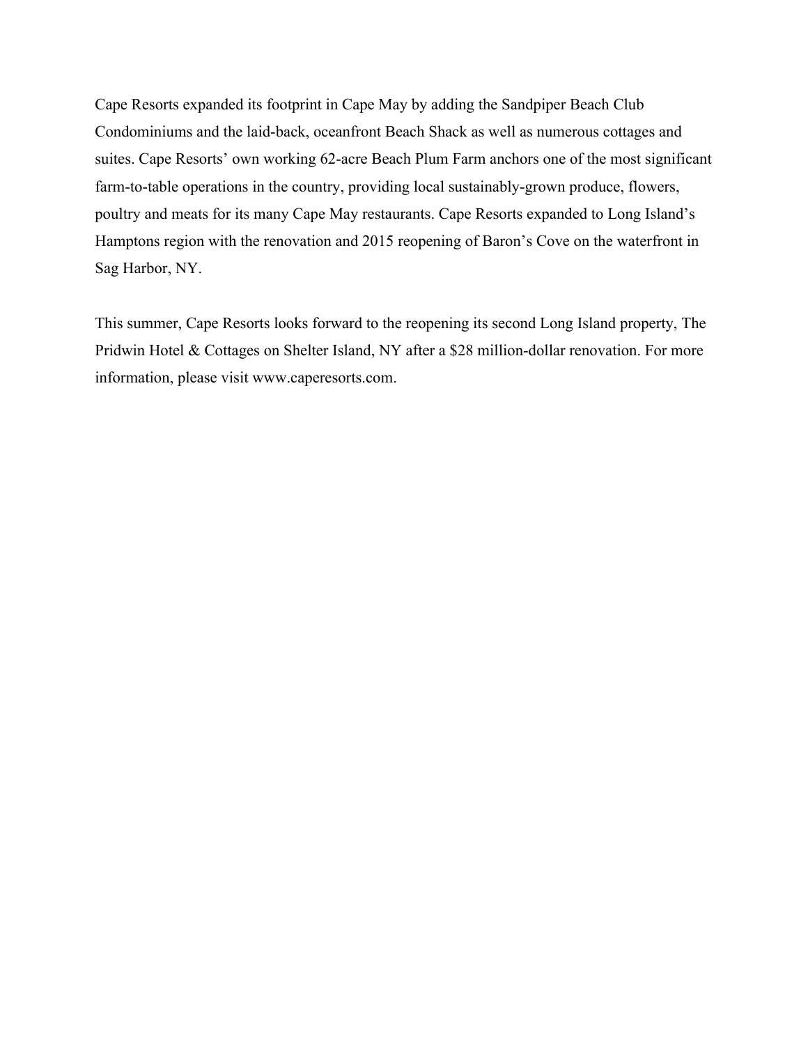Cape Resorts expanded its footprint in Cape May by adding the Sandpiper Beach Club Condominiums and the laid-back, oceanfront Beach Shack as well as numerous cottages and suites. Cape Resorts' own working 62-acre Beach Plum Farm anchors one of the most significant farm-to-table operations in the country, providing local sustainably-grown produce, flowers, poultry and meats for its many Cape May restaurants. Cape Resorts expanded to Long Island's Hamptons region with the renovation and 2015 reopening of Baron's Cove on the waterfront in Sag Harbor, NY.

This summer, Cape Resorts looks forward to the reopening its second Long Island property, The Pridwin Hotel & Cottages on Shelter Island, NY after a $28 million-dollar renovation. For more information, please visit www.caperesorts.com.